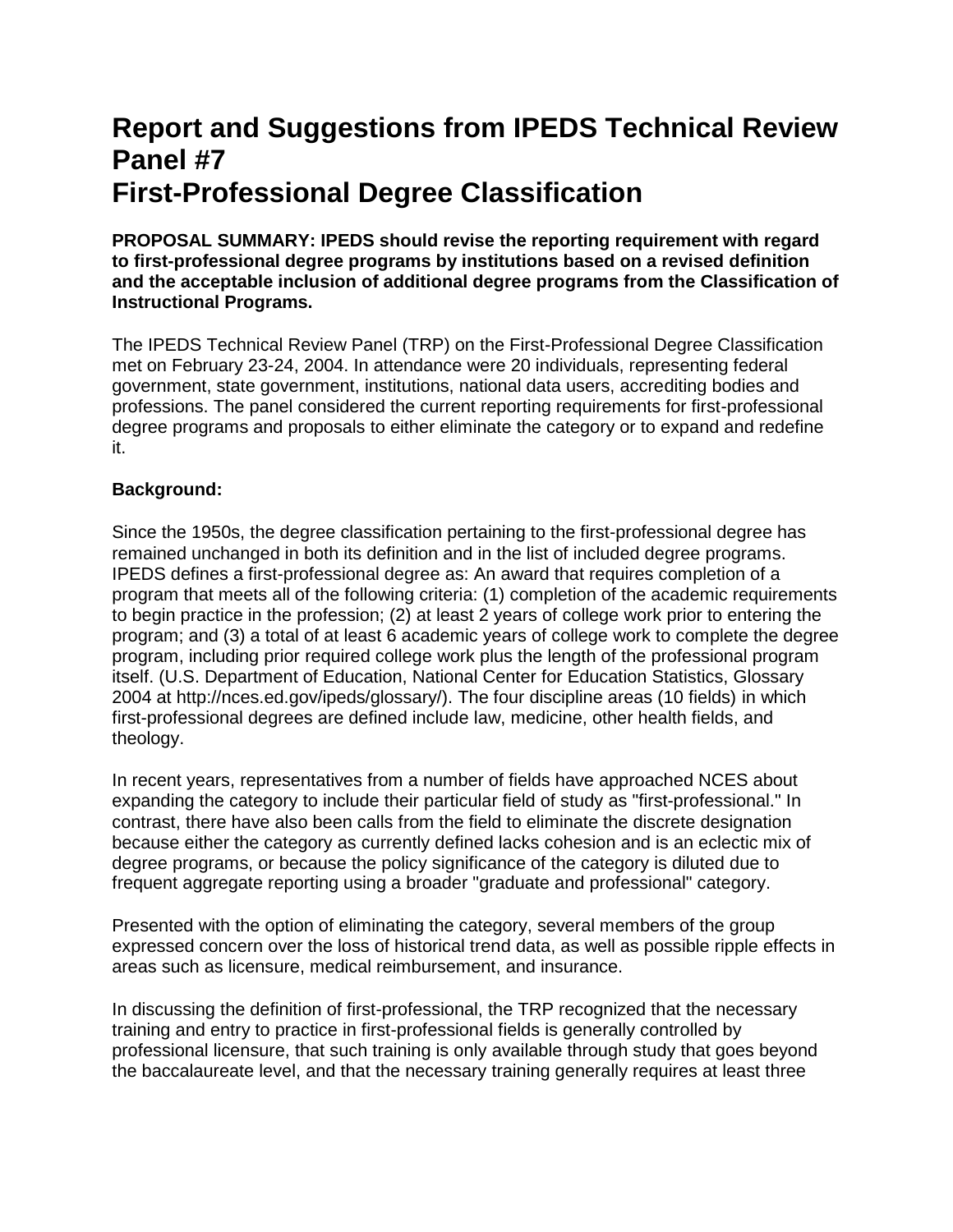# Report and Suggestions from IPEDS Technical Review Panel #7
# First-Professional Degree Classification

**PROPOSAL SUMMARY: IPEDS should revise the reporting requirement with regard to first-professional degree programs by institutions based on a revised definition and the acceptable inclusion of additional degree programs from the Classification of Instructional Programs.**

The IPEDS Technical Review Panel (TRP) on the First-Professional Degree Classification met on February 23-24, 2004. In attendance were 20 individuals, representing federal government, state government, institutions, national data users, accrediting bodies and professions. The panel considered the current reporting requirements for first-professional degree programs and proposals to either eliminate the category or to expand and redefine it.

**Background:**

Since the 1950s, the degree classification pertaining to the first-professional degree has remained unchanged in both its definition and in the list of included degree programs. IPEDS defines a first-professional degree as: An award that requires completion of a program that meets all of the following criteria: (1) completion of the academic requirements to begin practice in the profession; (2) at least 2 years of college work prior to entering the program; and (3) a total of at least 6 academic years of college work to complete the degree program, including prior required college work plus the length of the professional program itself. (U.S. Department of Education, National Center for Education Statistics, Glossary 2004 at http://nces.ed.gov/ipeds/glossary/). The four discipline areas (10 fields) in which first-professional degrees are defined include law, medicine, other health fields, and theology.

In recent years, representatives from a number of fields have approached NCES about expanding the category to include their particular field of study as "first-professional." In contrast, there have also been calls from the field to eliminate the discrete designation because either the category as currently defined lacks cohesion and is an eclectic mix of degree programs, or because the policy significance of the category is diluted due to frequent aggregate reporting using a broader "graduate and professional" category.

Presented with the option of eliminating the category, several members of the group expressed concern over the loss of historical trend data, as well as possible ripple effects in areas such as licensure, medical reimbursement, and insurance.

In discussing the definition of first-professional, the TRP recognized that the necessary training and entry to practice in first-professional fields is generally controlled by professional licensure, that such training is only available through study that goes beyond the baccalaureate level, and that the necessary training generally requires at least three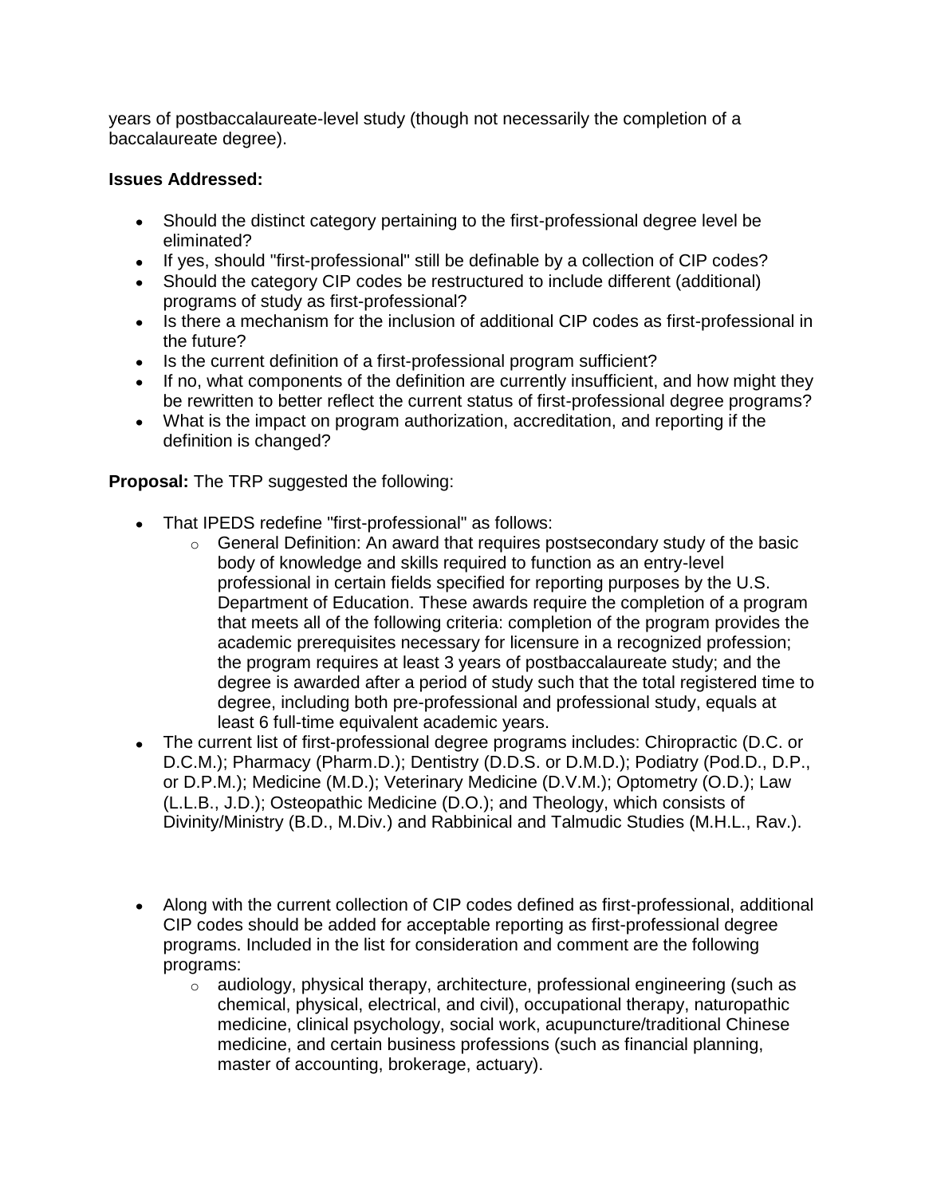years of postbaccalaureate-level study (though not necessarily the completion of a baccalaureate degree).

**Issues Addressed:**

- Should the distinct category pertaining to the first-professional degree level be eliminated?
- If yes, should "first-professional" still be definable by a collection of CIP codes?
- Should the category CIP codes be restructured to include different (additional) programs of study as first-professional?
- Is there a mechanism for the inclusion of additional CIP codes as first-professional in the future?
- Is the current definition of a first-professional program sufficient?
- If no, what components of the definition are currently insufficient, and how might they be rewritten to better reflect the current status of first-professional degree programs?
- What is the impact on program authorization, accreditation, and reporting if the definition is changed?

**Proposal:** The TRP suggested the following:

- That IPEDS redefine "first-professional" as follows:
  - General Definition: An award that requires postsecondary study of the basic body of knowledge and skills required to function as an entry-level professional in certain fields specified for reporting purposes by the U.S. Department of Education. These awards require the completion of a program that meets all of the following criteria: completion of the program provides the academic prerequisites necessary for licensure in a recognized profession; the program requires at least 3 years of postbaccalaureate study; and the degree is awarded after a period of study such that the total registered time to degree, including both pre-professional and professional study, equals at least 6 full-time equivalent academic years.
- The current list of first-professional degree programs includes: Chiropractic (D.C. or D.C.M.); Pharmacy (Pharm.D.); Dentistry (D.D.S. or D.M.D.); Podiatry (Pod.D., D.P., or D.P.M.); Medicine (M.D.); Veterinary Medicine (D.V.M.); Optometry (O.D.); Law (L.L.B., J.D.); Osteopathic Medicine (D.O.); and Theology, which consists of Divinity/Ministry (B.D., M.Div.) and Rabbinical and Talmudic Studies (M.H.L., Rav.).

- Along with the current collection of CIP codes defined as first-professional, additional CIP codes should be added for acceptable reporting as first-professional degree programs. Included in the list for consideration and comment are the following programs:
  - audiology, physical therapy, architecture, professional engineering (such as chemical, physical, electrical, and civil), occupational therapy, naturopathic medicine, clinical psychology, social work, acupuncture/traditional Chinese medicine, and certain business professions (such as financial planning, master of accounting, brokerage, actuary).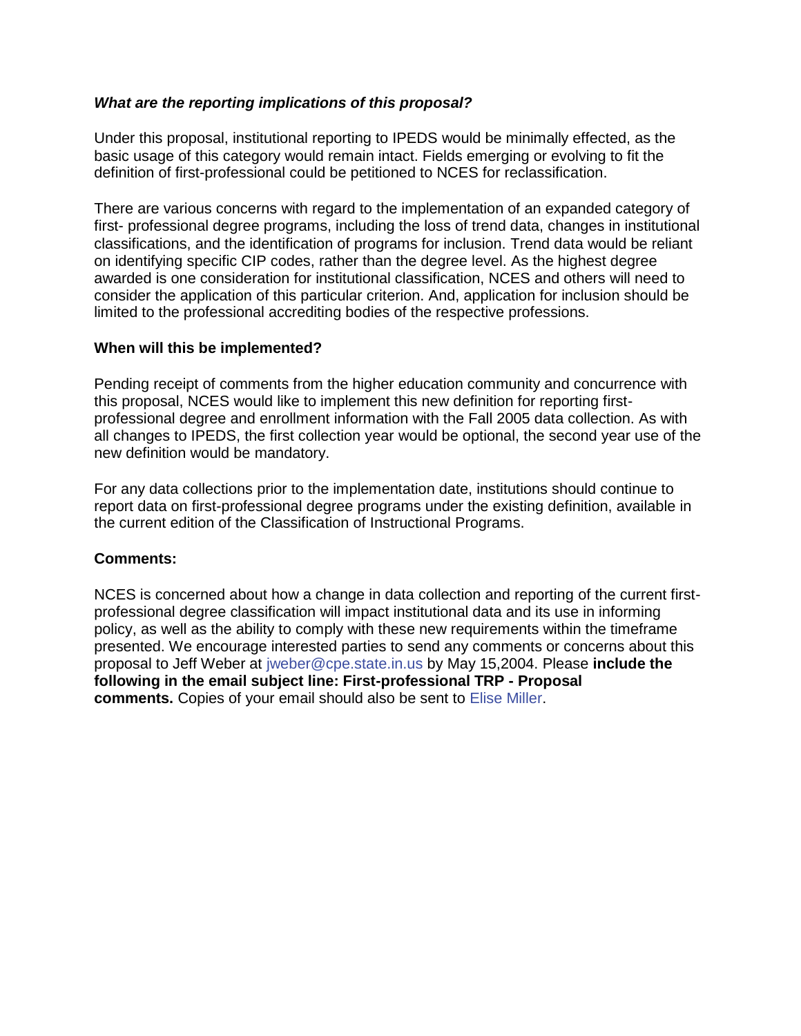***What are the reporting implications of this proposal?***

Under this proposal, institutional reporting to IPEDS would be minimally effected, as the basic usage of this category would remain intact. Fields emerging or evolving to fit the definition of first-professional could be petitioned to NCES for reclassification.

There are various concerns with regard to the implementation of an expanded category of first- professional degree programs, including the loss of trend data, changes in institutional classifications, and the identification of programs for inclusion. Trend data would be reliant on identifying specific CIP codes, rather than the degree level. As the highest degree awarded is one consideration for institutional classification, NCES and others will need to consider the application of this particular criterion. And, application for inclusion should be limited to the professional accrediting bodies of the respective professions.

**When will this be implemented?**

Pending receipt of comments from the higher education community and concurrence with this proposal, NCES would like to implement this new definition for reporting first-professional degree and enrollment information with the Fall 2005 data collection. As with all changes to IPEDS, the first collection year would be optional, the second year use of the new definition would be mandatory.

For any data collections prior to the implementation date, institutions should continue to report data on first-professional degree programs under the existing definition, available in the current edition of the Classification of Instructional Programs.

**Comments:**

NCES is concerned about how a change in data collection and reporting of the current first-professional degree classification will impact institutional data and its use in informing policy, as well as the ability to comply with these new requirements within the timeframe presented. We encourage interested parties to send any comments or concerns about this proposal to Jeff Weber at jweber@cpe.state.in.us by May 15,2004. Please **include the following in the email subject line: First-professional TRP - Proposal comments.** Copies of your email should also be sent to Elise Miller.